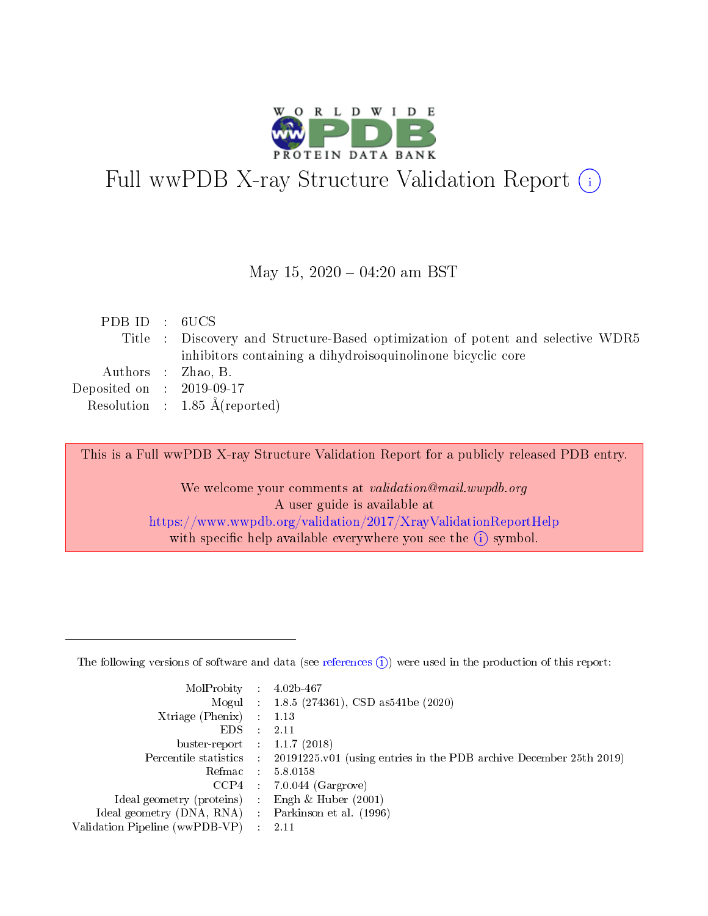# Full wwPDB X-ray Structure Validation Report ⓘ

May 15, 2020 – 04:20 am BST

| | | |
|---|---|---|
| PDB ID | : | 6UCS |
| Title | : | Discovery and Structure-Based optimization of potent and selective WDR5 inhibitors containing a dihydroisoquinolinone bicyclic core |
| Authors | : | Zhao, B. |
| Deposited on | : | 2019-09-17 |
| Resolution | : | 1.85 Å(reported) |

This is a Full wwPDB X-ray Structure Validation Report for a publicly released PDB entry.

We welcome your comments at *validation@mail.wwpdb.org*
A user guide is available at
https://www.wwpdb.org/validation/2017/XrayValidationReportHelp
with specific help available everywhere you see the ⓘ symbol.

---

The following versions of software and data (see references ⓘ) were used in the production of this report:

| | | |
|---|---|---|
| MolProbity | : | 4.02b-467 |
| Mogul | : | 1.8.5 (274361), CSD as541be (2020) |
| Xtriage (Phenix) | : | 1.13 |
| EDS | : | 2.11 |
| buster-report | : | 1.1.7 (2018) |
| Percentile statistics | : | 20191225.v01 (using entries in the PDB archive December 25th 2019) |
| Refmac | : | 5.8.0158 |
| CCP4 | : | 7.0.044 (Gargrove) |
| Ideal geometry (proteins) | : | Engh & Huber (2001) |
| Ideal geometry (DNA, RNA) | : | Parkinson et al. (1996) |
| Validation Pipeline (wwPDB-VP) | : | 2.11 |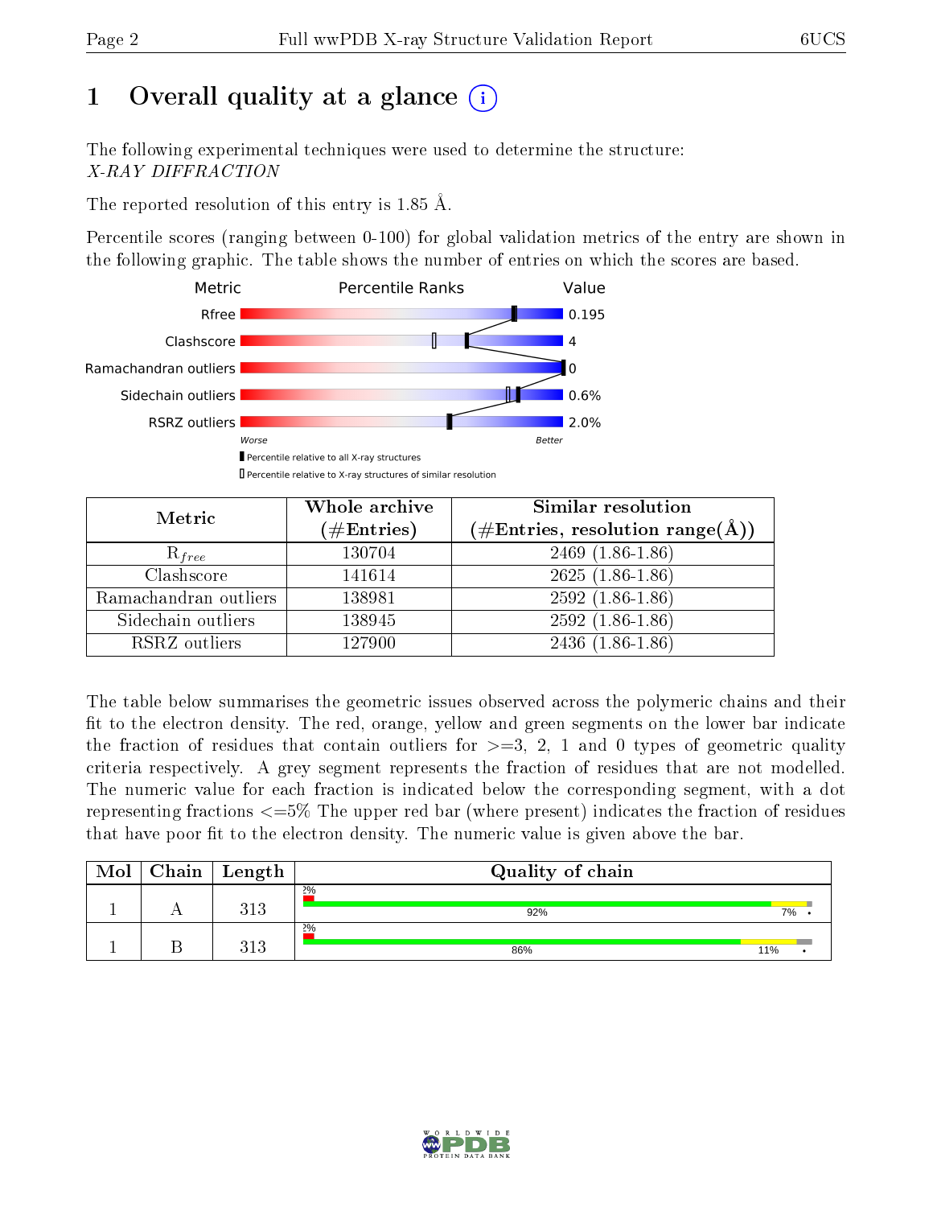# 1 Overall quality at a glance (i)

The following experimental techniques were used to determine the structure:
*X-RAY DIFFRACTION*

The reported resolution of this entry is 1.85 Å.

Percentile scores (ranging between 0-100) for global validation metrics of the entry are shown in the following graphic. The table shows the number of entries on which the scores are based.

| Metric | Value |
|---|---|
| Rfree | 0.195 |
| Clashscore | 4 |
| Ramachandran outliers | 0 |
| Sidechain outliers | 0.6% |
| RSRZ outliers | 2.0% |

Worse — Better

▮ Percentile relative to all X-ray structures
▯ Percentile relative to X-ray structures of similar resolution

| Metric | Whole archive (#Entries) | Similar resolution (#Entries, resolution range(Å)) |
|---|---|---|
| $R_{free}$ | 130704 | 2469 (1.86-1.86) |
| Clashscore | 141614 | 2625 (1.86-1.86) |
| Ramachandran outliers | 138981 | 2592 (1.86-1.86) |
| Sidechain outliers | 138945 | 2592 (1.86-1.86) |
| RSRZ outliers | 127900 | 2436 (1.86-1.86) |

The table below summarises the geometric issues observed across the polymeric chains and their fit to the electron density. The red, orange, yellow and green segments on the lower bar indicate the fraction of residues that contain outliers for >=3, 2, 1 and 0 types of geometric quality criteria respectively. A grey segment represents the fraction of residues that are not modelled. The numeric value for each fraction is indicated below the corresponding segment, with a dot representing fractions <=5% The upper red bar (where present) indicates the fraction of residues that have poor fit to the electron density. The numeric value is given above the bar.

| Mol | Chain | Length | Quality of chain |
|---|---|---|---|
| 1 | A | 313 | 2%; 92%, 7%, • |
| 1 | B | 313 | 2%; 86%, 11%, • |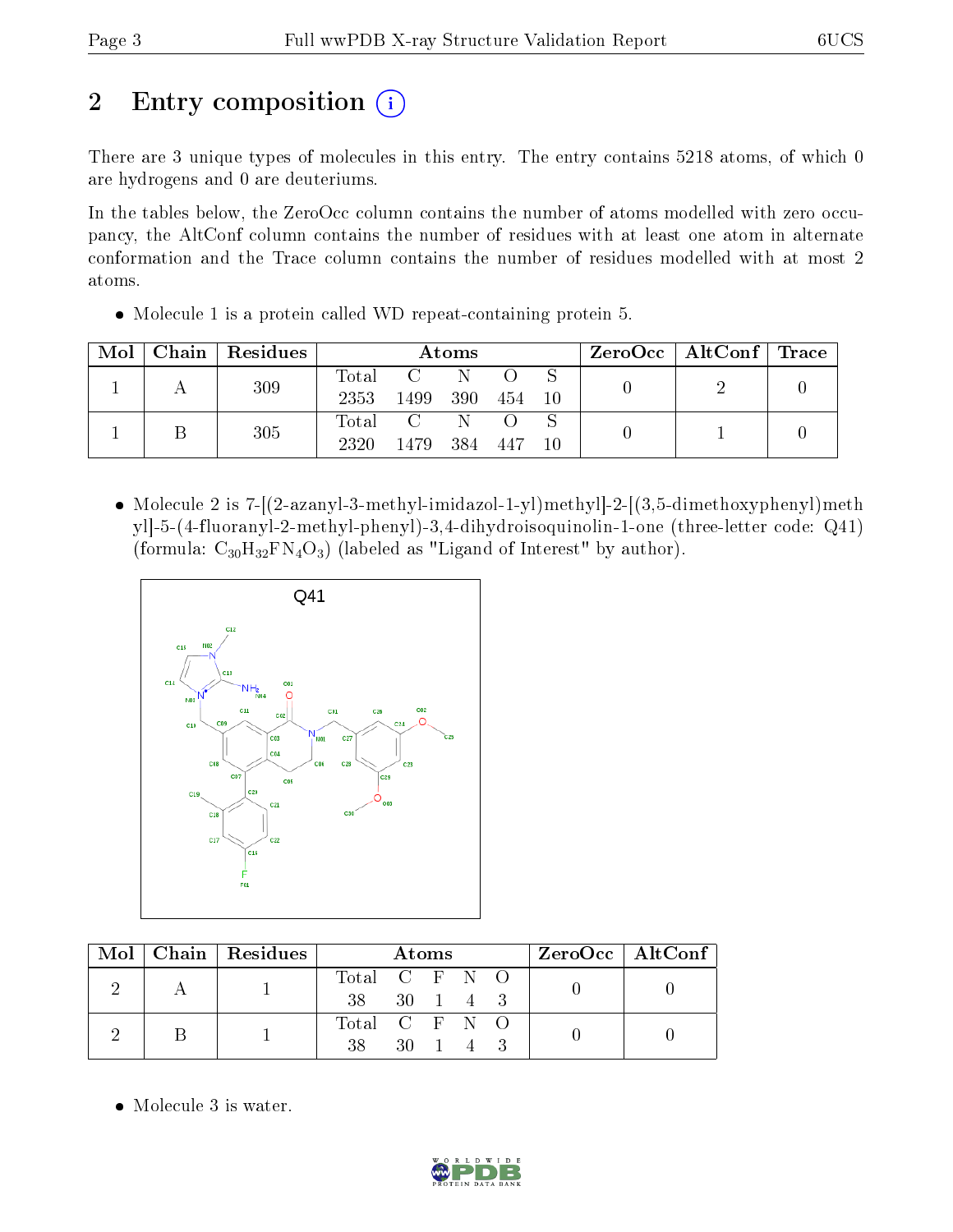# 2 Entry composition

There are 3 unique types of molecules in this entry. The entry contains 5218 atoms, of which 0 are hydrogens and 0 are deuteriums.

In the tables below, the ZeroOcc column contains the number of atoms modelled with zero occupancy, the AltConf column contains the number of residues with at least one atom in alternate conformation and the Trace column contains the number of residues modelled with at most 2 atoms.

- Molecule 1 is a protein called WD repeat-containing protein 5.

| Mol | Chain | Residues | Atoms | | | | | ZeroOcc | AltConf | Trace |
|---|---|---|---|---|---|---|---|---|---|---|
| 1 | A | 309 | Total 2353 | C 1499 | N 390 | O 454 | S 10 | 0 | 2 | 0 |
| 1 | B | 305 | Total 2320 | C 1479 | N 384 | O 447 | S 10 | 0 | 1 | 0 |

- Molecule 2 is 7-[(2-azanyl-3-methyl-imidazol-1-yl)methyl]-2-[(3,5-dimethoxyphenyl)methyl]-5-(4-fluoranyl-2-methyl-phenyl)-3,4-dihydroisoquinolin-1-one (three-letter code: Q41) (formula: $C_{30}H_{32}FN_4O_3$) (labeled as "Ligand of Interest" by author).

| Mol | Chain | Residues | Atoms | | | | | ZeroOcc | AltConf |
|---|---|---|---|---|---|---|---|---|---|
| 2 | A | 1 | Total 38 | C 30 | F 1 | N 4 | O 3 | 0 | 0 |
| 2 | B | 1 | Total 38 | C 30 | F 1 | N 4 | O 3 | 0 | 0 |

- Molecule 3 is water.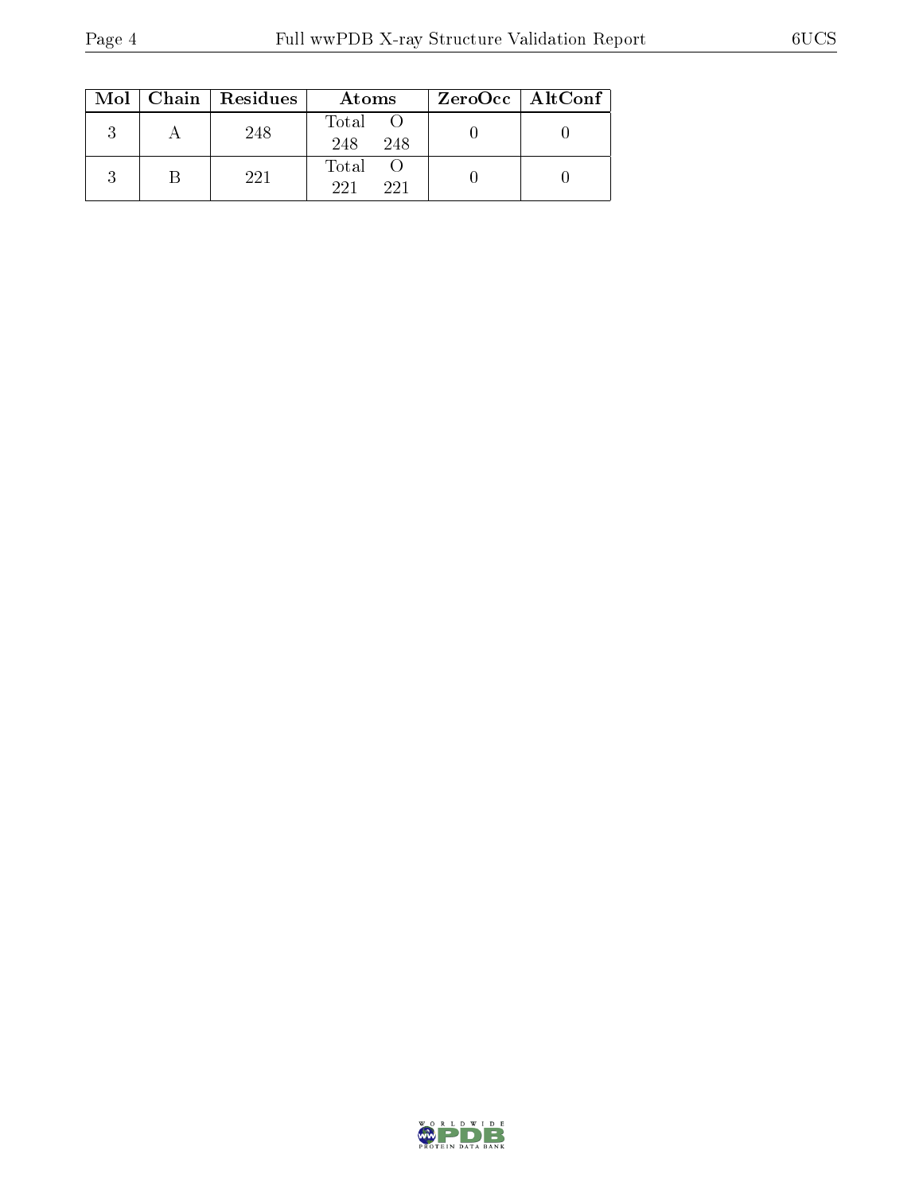| Mol | Chain | Residues | Atoms | | ZeroOcc | AltConf |
|---|---|---|---|---|---|---|
| | | | Total | O | | |
| 3 | A | 248 | 248 | 248 | 0 | 0 |
| 3 | B | 221 | 221 | 221 | 0 | 0 |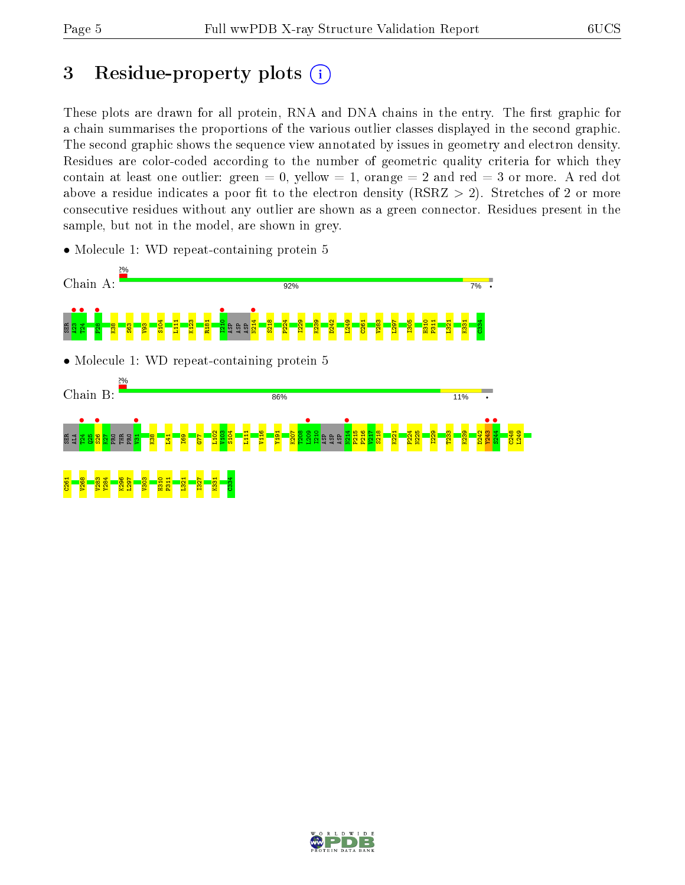# 3 Residue-property plots

These plots are drawn for all protein, RNA and DNA chains in the entry. The first graphic for a chain summarises the proportions of the various outlier classes displayed in the second graphic. The second graphic shows the sequence view annotated by issues in geometry and electron density. Residues are color-coded according to the number of geometric quality criteria for which they contain at least one outlier: green = 0, yellow = 1, orange = 2 and red = 3 or more. A red dot above a residue indicates a poor fit to the electron density (RSRZ > 2). Stretches of 2 or more consecutive residues without any outlier are shown as a green connector. Residues present in the sample, but not in the model, are shown in grey.

- Molecule 1: WD repeat-containing protein 5

Chain A: 2% | 92% | 7% | •

SER ALA T24 P28 K38 S63 V93 S104 L111 K123 R181 I210 ASP ASP ASP N214 S218 P224 I229 K239 D242 L249 C261 V283 L297 I305 H310 P311 L321 K331 C334

- Molecule 1: WD repeat-containing protein 5

Chain B: 2% | 86% | 11% | •

SER ALA T24 Q25 S26 K27 PRO THR PRO V31 K38 L41 I69 G77 L102 W103 S104 L111 V116 Y191 K207 T208 L209 I210 ASP ASP ASP N214 P215 P216 V217 S218 K221 P224 N225 I229 T233 K239 D242 Y243 S244 C248 L249 C261 V268 V283 Y284 K296 L297 V303 H310 P311 L321 I327 K331 C334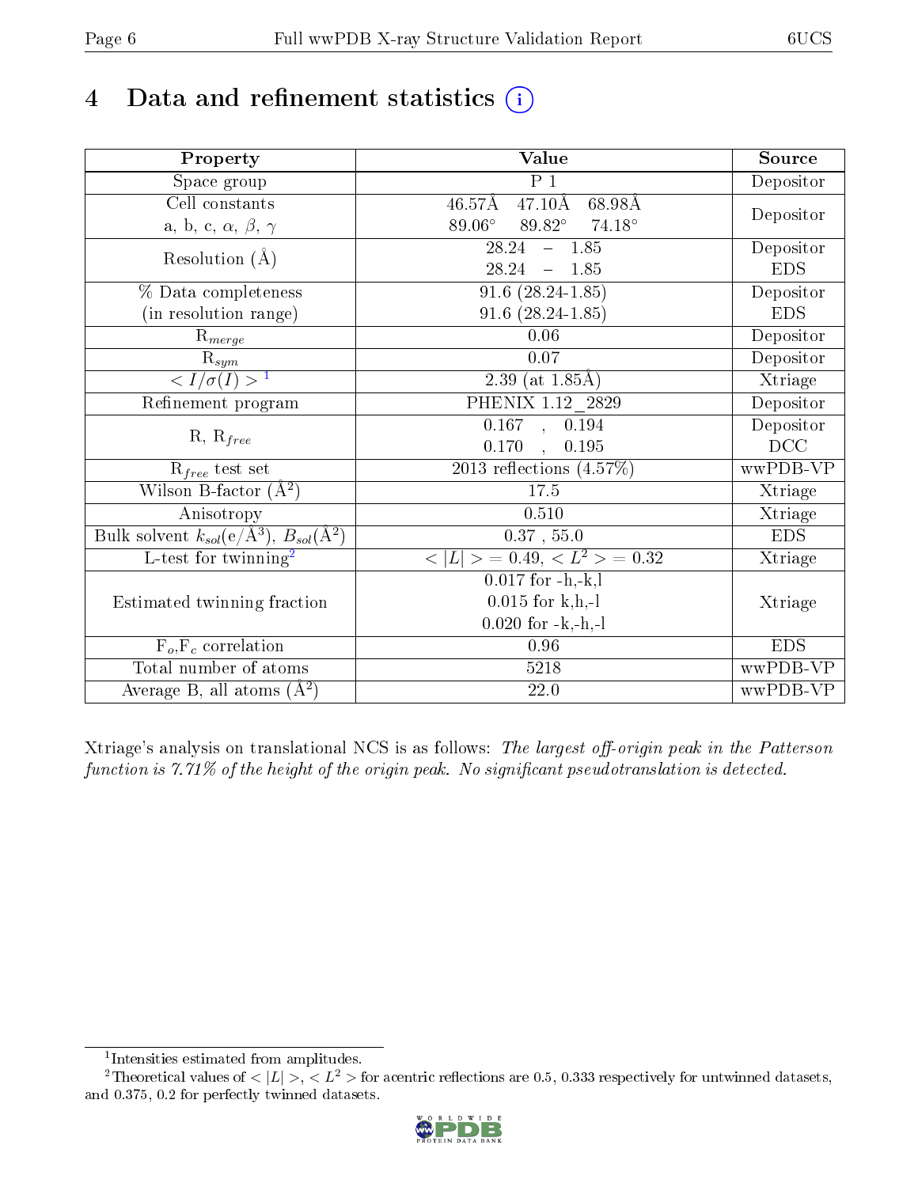# 4 Data and refinement statistics

| Property | Value | Source |
|---|---|---|
| Space group | P 1 | Depositor |
| Cell constants<br>a, b, c, $\alpha$, $\beta$, $\gamma$ | 46.57Å 47.10Å 68.98Å<br>89.06° 89.82° 74.18° | Depositor |
| Resolution (Å) | 28.24 – 1.85<br>28.24 – 1.85 | Depositor<br>EDS |
| % Data completeness<br>(in resolution range) | 91.6 (28.24-1.85)<br>91.6 (28.24-1.85) | Depositor<br>EDS |
| $R_{merge}$ | 0.06 | Depositor |
| $R_{sym}$ | 0.07 | Depositor |
| $< I/\sigma(I) >$ [1] | 2.39 (at 1.85Å) | Xtriage |
| Refinement program | PHENIX 1.12_2829 | Depositor |
| R, $R_{free}$ | 0.167 , 0.194<br>0.170 , 0.195 | Depositor<br>DCC |
| $R_{free}$ test set | 2013 reflections (4.57%) | wwPDB-VP |
| Wilson B-factor (Å$^2$) | 17.5 | Xtriage |
| Anisotropy | 0.510 | Xtriage |
| Bulk solvent $k_{sol}$(e/Å$^3$), $B_{sol}$(Å$^2$) | 0.37 , 55.0 | EDS |
| L-test for twinning[2] | $< \|L\| >$ = 0.49, $< L^2 >$ = 0.32 | Xtriage |
| Estimated twinning fraction | 0.017 for -h,-k,l<br>0.015 for k,h,-l<br>0.020 for -k,-h,-l | Xtriage |
| $F_o$,$F_c$ correlation | 0.96 | EDS |
| Total number of atoms | 5218 | wwPDB-VP |
| Average B, all atoms (Å$^2$) | 22.0 | wwPDB-VP |

Xtriage's analysis on translational NCS is as follows: *The largest off-origin peak in the Patterson function is 7.71% of the height of the origin peak. No significant pseudotranslation is detected.*

---

[1] Intensities estimated from amplitudes.

[2] Theoretical values of $< |L| >$, $< L^2 >$ for acentric reflections are 0.5, 0.333 respectively for untwinned datasets, and 0.375, 0.2 for perfectly twinned datasets.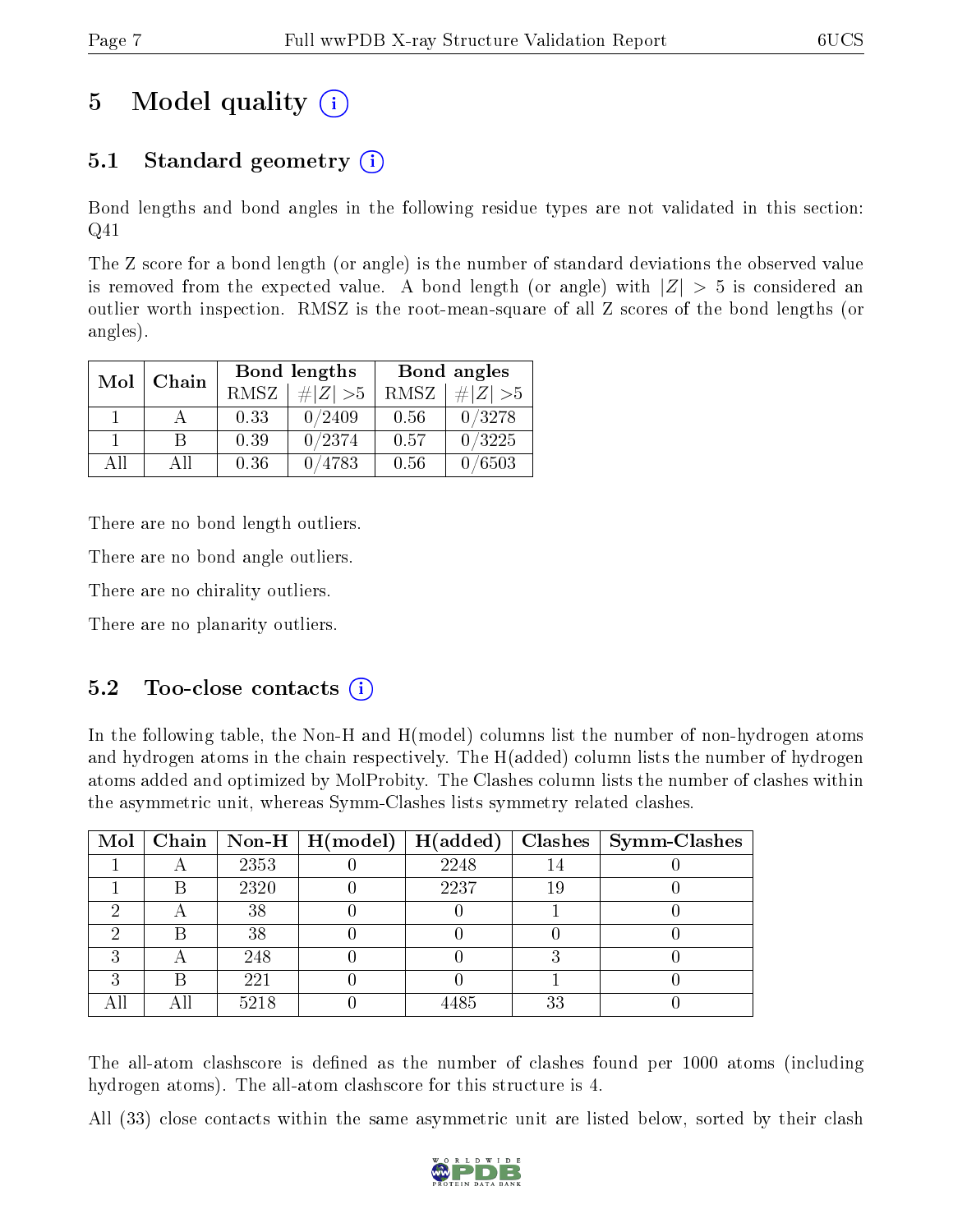# 5 Model quality (i)

## 5.1 Standard geometry (i)

Bond lengths and bond angles in the following residue types are not validated in this section: Q41

The Z score for a bond length (or angle) is the number of standard deviations the observed value is removed from the expected value. A bond length (or angle) with $|Z| > 5$ is considered an outlier worth inspection. RMSZ is the root-mean-square of all Z scores of the bond lengths (or angles).

| Mol | Chain | Bond lengths | | Bond angles | |
|---|---|---|---|---|---|
| | | RMSZ | $\#\|Z\| > 5$ | RMSZ | $\#\|Z\| > 5$ |
| 1 | A | 0.33 | 0/2409 | 0.56 | 0/3278 |
| 1 | B | 0.39 | 0/2374 | 0.57 | 0/3225 |
| All | All | 0.36 | 0/4783 | 0.56 | 0/6503 |

There are no bond length outliers.

There are no bond angle outliers.

There are no chirality outliers.

There are no planarity outliers.

## 5.2 Too-close contacts (i)

In the following table, the Non-H and H(model) columns list the number of non-hydrogen atoms and hydrogen atoms in the chain respectively. The H(added) column lists the number of hydrogen atoms added and optimized by MolProbity. The Clashes column lists the number of clashes within the asymmetric unit, whereas Symm-Clashes lists symmetry related clashes.

| Mol | Chain | Non-H | H(model) | H(added) | Clashes | Symm-Clashes |
|---|---|---|---|---|---|---|
| 1 | A | 2353 | 0 | 2248 | 14 | 0 |
| 1 | B | 2320 | 0 | 2237 | 19 | 0 |
| 2 | A | 38 | 0 | 0 | 1 | 0 |
| 2 | B | 38 | 0 | 0 | 0 | 0 |
| 3 | A | 248 | 0 | 0 | 3 | 0 |
| 3 | B | 221 | 0 | 0 | 1 | 0 |
| All | All | 5218 | 0 | 4485 | 33 | 0 |

The all-atom clashscore is defined as the number of clashes found per 1000 atoms (including hydrogen atoms). The all-atom clashscore for this structure is 4.

All (33) close contacts within the same asymmetric unit are listed below, sorted by their clash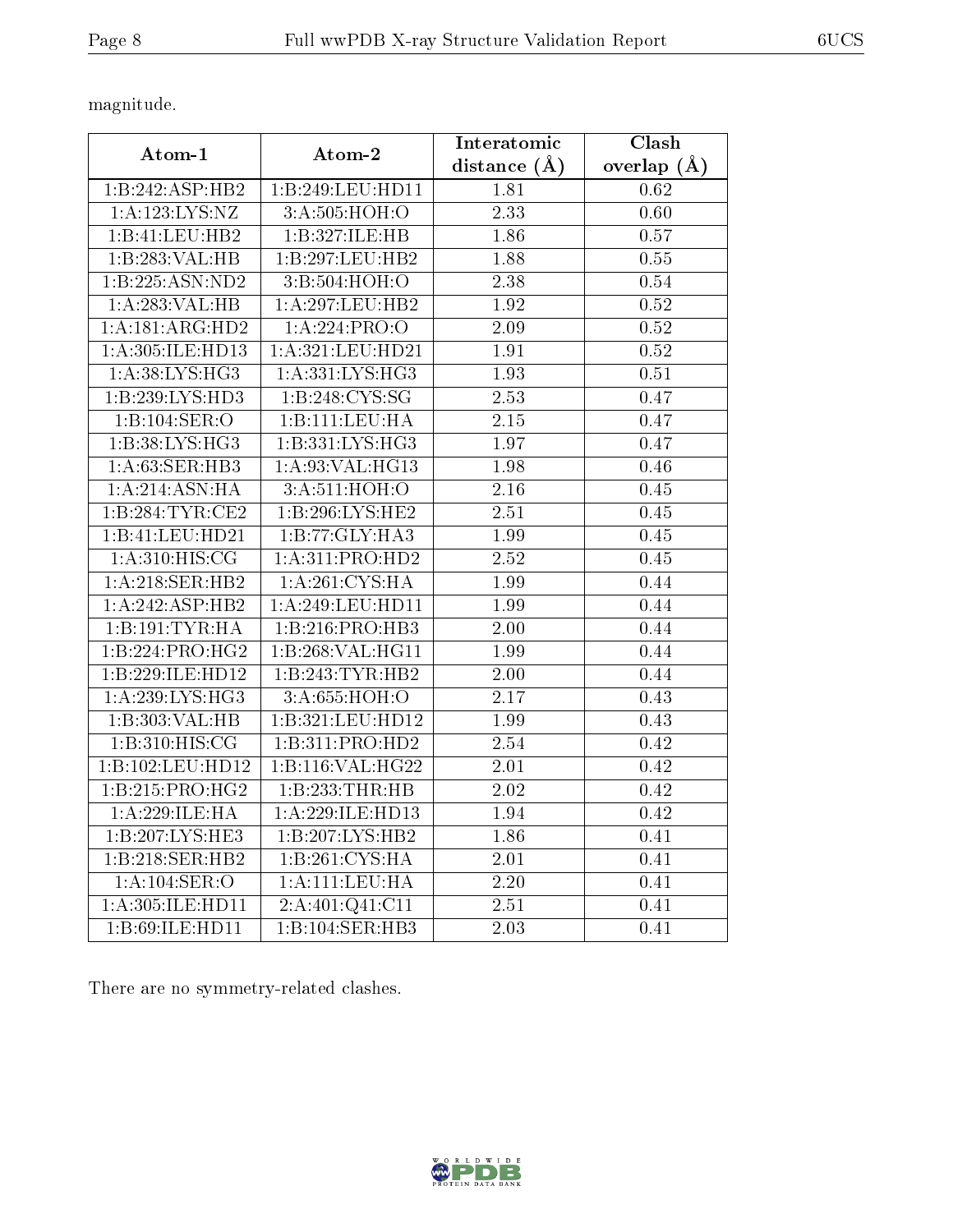magnitude.

| Atom-1 | Atom-2 | Interatomic distance (Å) | Clash overlap (Å) |
|---|---|---|---|
| 1:B:242:ASP:HB2 | 1:B:249:LEU:HD11 | 1.81 | 0.62 |
| 1:A:123:LYS:NZ | 3:A:505:HOH:O | 2.33 | 0.60 |
| 1:B:41:LEU:HB2 | 1:B:327:ILE:HB | 1.86 | 0.57 |
| 1:B:283:VAL:HB | 1:B:297:LEU:HB2 | 1.88 | 0.55 |
| 1:B:225:ASN:ND2 | 3:B:504:HOH:O | 2.38 | 0.54 |
| 1:A:283:VAL:HB | 1:A:297:LEU:HB2 | 1.92 | 0.52 |
| 1:A:181:ARG:HD2 | 1:A:224:PRO:O | 2.09 | 0.52 |
| 1:A:305:ILE:HD13 | 1:A:321:LEU:HD21 | 1.91 | 0.52 |
| 1:A:38:LYS:HG3 | 1:A:331:LYS:HG3 | 1.93 | 0.51 |
| 1:B:239:LYS:HD3 | 1:B:248:CYS:SG | 2.53 | 0.47 |
| 1:B:104:SER:O | 1:B:111:LEU:HA | 2.15 | 0.47 |
| 1:B:38:LYS:HG3 | 1:B:331:LYS:HG3 | 1.97 | 0.47 |
| 1:A:63:SER:HB3 | 1:A:93:VAL:HG13 | 1.98 | 0.46 |
| 1:A:214:ASN:HA | 3:A:511:HOH:O | 2.16 | 0.45 |
| 1:B:284:TYR:CE2 | 1:B:296:LYS:HE2 | 2.51 | 0.45 |
| 1:B:41:LEU:HD21 | 1:B:77:GLY:HA3 | 1.99 | 0.45 |
| 1:A:310:HIS:CG | 1:A:311:PRO:HD2 | 2.52 | 0.45 |
| 1:A:218:SER:HB2 | 1:A:261:CYS:HA | 1.99 | 0.44 |
| 1:A:242:ASP:HB2 | 1:A:249:LEU:HD11 | 1.99 | 0.44 |
| 1:B:191:TYR:HA | 1:B:216:PRO:HB3 | 2.00 | 0.44 |
| 1:B:224:PRO:HG2 | 1:B:268:VAL:HG11 | 1.99 | 0.44 |
| 1:B:229:ILE:HD12 | 1:B:243:TYR:HB2 | 2.00 | 0.44 |
| 1:A:239:LYS:HG3 | 3:A:655:HOH:O | 2.17 | 0.43 |
| 1:B:303:VAL:HB | 1:B:321:LEU:HD12 | 1.99 | 0.43 |
| 1:B:310:HIS:CG | 1:B:311:PRO:HD2 | 2.54 | 0.42 |
| 1:B:102:LEU:HD12 | 1:B:116:VAL:HG22 | 2.01 | 0.42 |
| 1:B:215:PRO:HG2 | 1:B:233:THR:HB | 2.02 | 0.42 |
| 1:A:229:ILE:HA | 1:A:229:ILE:HD13 | 1.94 | 0.42 |
| 1:B:207:LYS:HE3 | 1:B:207:LYS:HB2 | 1.86 | 0.41 |
| 1:B:218:SER:HB2 | 1:B:261:CYS:HA | 2.01 | 0.41 |
| 1:A:104:SER:O | 1:A:111:LEU:HA | 2.20 | 0.41 |
| 1:A:305:ILE:HD11 | 2:A:401:Q41:C11 | 2.51 | 0.41 |
| 1:B:69:ILE:HD11 | 1:B:104:SER:HB3 | 2.03 | 0.41 |

There are no symmetry-related clashes.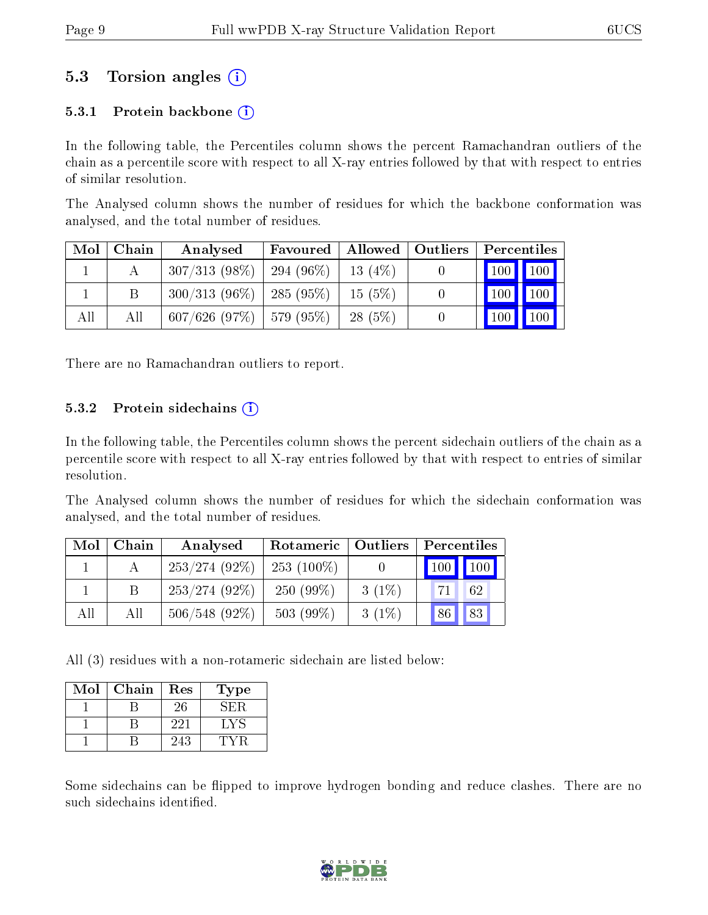## 5.3 Torsion angles (i)

### 5.3.1 Protein backbone (i)

In the following table, the Percentiles column shows the percent Ramachandran outliers of the chain as a percentile score with respect to all X-ray entries followed by that with respect to entries of similar resolution.

The Analysed column shows the number of residues for which the backbone conformation was analysed, and the total number of residues.

| Mol | Chain | Analysed | Favoured | Allowed | Outliers | Percentiles | |
|---|---|---|---|---|---|---|---|
| 1 | A | 307/313 (98%) | 294 (96%) | 13 (4%) | 0 | 100 | 100 |
| 1 | B | 300/313 (96%) | 285 (95%) | 15 (5%) | 0 | 100 | 100 |
| All | All | 607/626 (97%) | 579 (95%) | 28 (5%) | 0 | 100 | 100 |

There are no Ramachandran outliers to report.

### 5.3.2 Protein sidechains (i)

In the following table, the Percentiles column shows the percent sidechain outliers of the chain as a percentile score with respect to all X-ray entries followed by that with respect to entries of similar resolution.

The Analysed column shows the number of residues for which the sidechain conformation was analysed, and the total number of residues.

| Mol | Chain | Analysed | Rotameric | Outliers | Percentiles | |
|---|---|---|---|---|---|---|
| 1 | A | 253/274 (92%) | 253 (100%) | 0 | 100 | 100 |
| 1 | B | 253/274 (92%) | 250 (99%) | 3 (1%) | 71 | 62 |
| All | All | 506/548 (92%) | 503 (99%) | 3 (1%) | 86 | 83 |

All (3) residues with a non-rotameric sidechain are listed below:

| Mol | Chain | Res | Type |
|---|---|---|---|
| 1 | B | 26 | SER |
| 1 | B | 221 | LYS |
| 1 | B | 243 | TYR |

Some sidechains can be flipped to improve hydrogen bonding and reduce clashes. There are no such sidechains identified.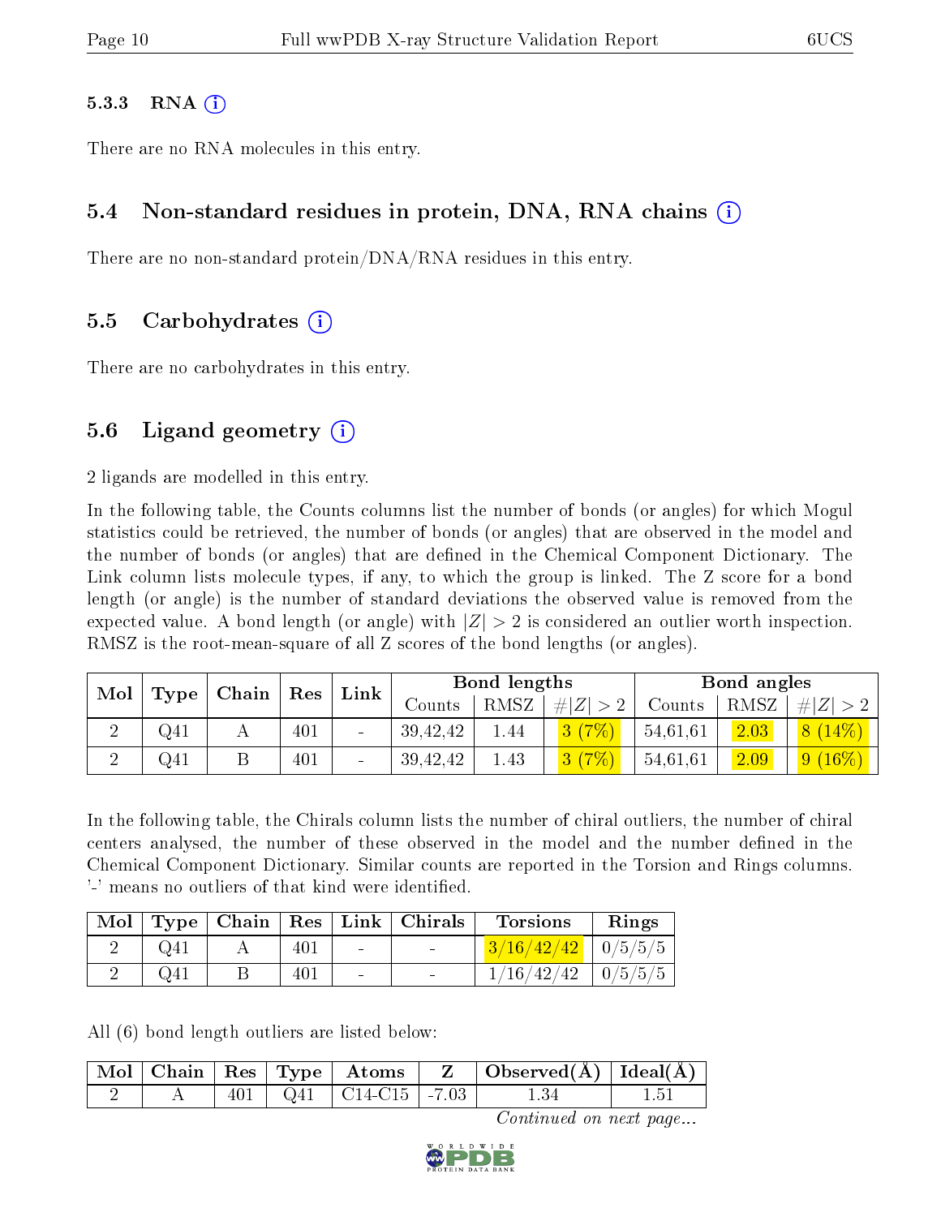#### 5.3.3 RNA ⓘ

There are no RNA molecules in this entry.

### 5.4 Non-standard residues in protein, DNA, RNA chains ⓘ

There are no non-standard protein/DNA/RNA residues in this entry.

### 5.5 Carbohydrates ⓘ

There are no carbohydrates in this entry.

### 5.6 Ligand geometry ⓘ

2 ligands are modelled in this entry.

In the following table, the Counts columns list the number of bonds (or angles) for which Mogul statistics could be retrieved, the number of bonds (or angles) that are observed in the model and the number of bonds (or angles) that are defined in the Chemical Component Dictionary. The Link column lists molecule types, if any, to which the group is linked. The Z score for a bond length (or angle) is the number of standard deviations the observed value is removed from the expected value. A bond length (or angle) with $|Z| > 2$ is considered an outlier worth inspection. RMSZ is the root-mean-square of all Z scores of the bond lengths (or angles).

| Mol | Type | Chain | Res | Link | Bond lengths | | | Bond angles | | |
|---|---|---|---|---|---|---|---|---|---|---|
| | | | | | Counts | RMSZ | $\#\|Z\| > 2$ | Counts | RMSZ | $\#\|Z\| > 2$ |
| 2 | Q41 | A | 401 | - | 39,42,42 | 1.44 | 3 (7%) | 54,61,61 | 2.03 | 8 (14%) |
| 2 | Q41 | B | 401 | - | 39,42,42 | 1.43 | 3 (7%) | 54,61,61 | 2.09 | 9 (16%) |

In the following table, the Chirals column lists the number of chiral outliers, the number of chiral centers analysed, the number of these observed in the model and the number defined in the Chemical Component Dictionary. Similar counts are reported in the Torsion and Rings columns. '-' means no outliers of that kind were identified.

| Mol | Type | Chain | Res | Link | Chirals | Torsions | Rings |
|---|---|---|---|---|---|---|---|
| 2 | Q41 | A | 401 | - | - | 3/16/42/42 | 0/5/5/5 |
| 2 | Q41 | B | 401 | - | - | 1/16/42/42 | 0/5/5/5 |

All (6) bond length outliers are listed below:

| Mol | Chain | Res | Type | Atoms | Z | Observed(Å) | Ideal(Å) |
|---|---|---|---|---|---|---|---|
| 2 | A | 401 | Q41 | C14-C15 | -7.03 | 1.34 | 1.51 |

*Continued on next page...*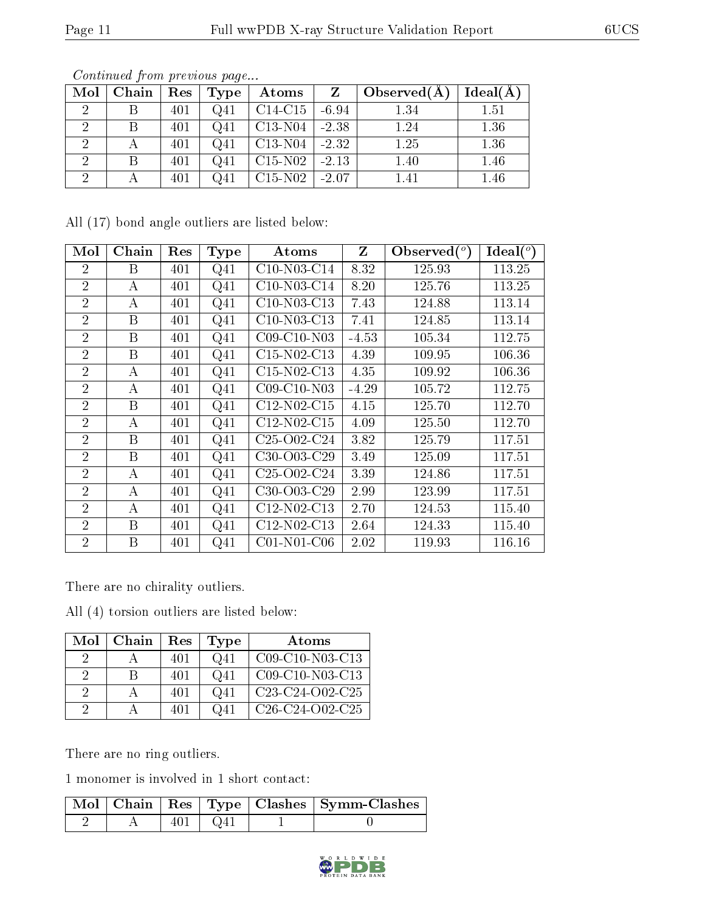*Continued from previous page...*

| Mol | Chain | Res | Type | Atoms | Z | Observed(Å) | Ideal(Å) |
|---|---|---|---|---|---|---|---|
| 2 | B | 401 | Q41 | C14-C15 | -6.94 | 1.34 | 1.51 |
| 2 | B | 401 | Q41 | C13-N04 | -2.38 | 1.24 | 1.36 |
| 2 | A | 401 | Q41 | C13-N04 | -2.32 | 1.25 | 1.36 |
| 2 | B | 401 | Q41 | C15-N02 | -2.13 | 1.40 | 1.46 |
| 2 | A | 401 | Q41 | C15-N02 | -2.07 | 1.41 | 1.46 |

All (17) bond angle outliers are listed below:

| Mol | Chain | Res | Type | Atoms | Z | Observed(°) | Ideal(°) |
|---|---|---|---|---|---|---|---|
| 2 | B | 401 | Q41 | C10-N03-C14 | 8.32 | 125.93 | 113.25 |
| 2 | A | 401 | Q41 | C10-N03-C14 | 8.20 | 125.76 | 113.25 |
| 2 | A | 401 | Q41 | C10-N03-C13 | 7.43 | 124.88 | 113.14 |
| 2 | B | 401 | Q41 | C10-N03-C13 | 7.41 | 124.85 | 113.14 |
| 2 | B | 401 | Q41 | C09-C10-N03 | -4.53 | 105.34 | 112.75 |
| 2 | B | 401 | Q41 | C15-N02-C13 | 4.39 | 109.95 | 106.36 |
| 2 | A | 401 | Q41 | C15-N02-C13 | 4.35 | 109.92 | 106.36 |
| 2 | A | 401 | Q41 | C09-C10-N03 | -4.29 | 105.72 | 112.75 |
| 2 | B | 401 | Q41 | C12-N02-C15 | 4.15 | 125.70 | 112.70 |
| 2 | A | 401 | Q41 | C12-N02-C15 | 4.09 | 125.50 | 112.70 |
| 2 | B | 401 | Q41 | C25-O02-C24 | 3.82 | 125.79 | 117.51 |
| 2 | B | 401 | Q41 | C30-O03-C29 | 3.49 | 125.09 | 117.51 |
| 2 | A | 401 | Q41 | C25-O02-C24 | 3.39 | 124.86 | 117.51 |
| 2 | A | 401 | Q41 | C30-O03-C29 | 2.99 | 123.99 | 117.51 |
| 2 | A | 401 | Q41 | C12-N02-C13 | 2.70 | 124.53 | 115.40 |
| 2 | B | 401 | Q41 | C12-N02-C13 | 2.64 | 124.33 | 115.40 |
| 2 | B | 401 | Q41 | C01-N01-C06 | 2.02 | 119.93 | 116.16 |

There are no chirality outliers.

All (4) torsion outliers are listed below:

| Mol | Chain | Res | Type | Atoms |
|---|---|---|---|---|
| 2 | A | 401 | Q41 | C09-C10-N03-C13 |
| 2 | B | 401 | Q41 | C09-C10-N03-C13 |
| 2 | A | 401 | Q41 | C23-C24-O02-C25 |
| 2 | A | 401 | Q41 | C26-C24-O02-C25 |

There are no ring outliers.

1 monomer is involved in 1 short contact:

| Mol | Chain | Res | Type | Clashes | Symm-Clashes |
|---|---|---|---|---|---|
| 2 | A | 401 | Q41 | 1 | 0 |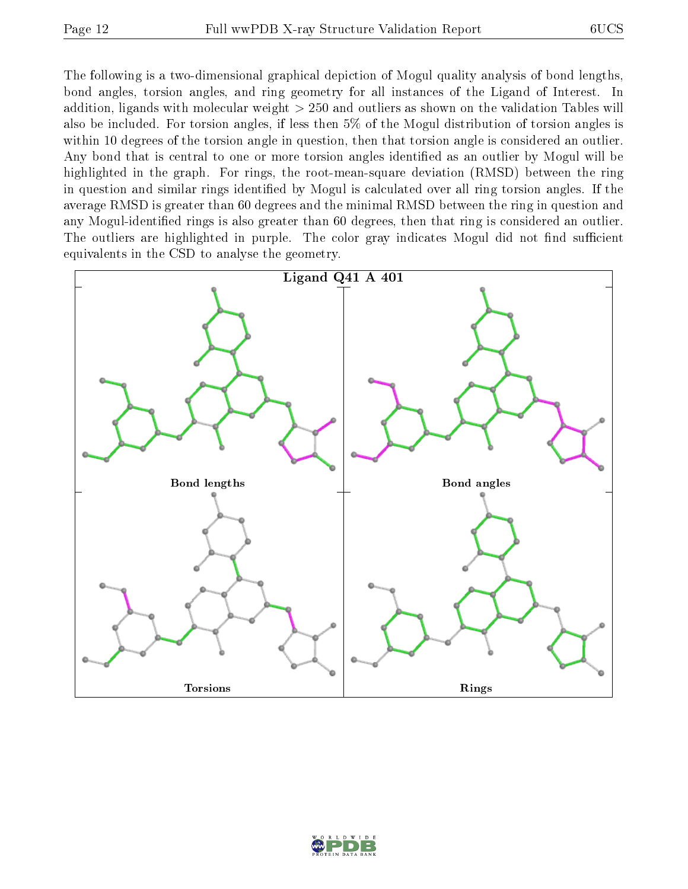The following is a two-dimensional graphical depiction of Mogul quality analysis of bond lengths, bond angles, torsion angles, and ring geometry for all instances of the Ligand of Interest. In addition, ligands with molecular weight > 250 and outliers as shown on the validation Tables will also be included. For torsion angles, if less then 5% of the Mogul distribution of torsion angles is within 10 degrees of the torsion angle in question, then that torsion angle is considered an outlier. Any bond that is central to one or more torsion angles identified as an outlier by Mogul will be highlighted in the graph. For rings, the root-mean-square deviation (RMSD) between the ring in question and similar rings identified by Mogul is calculated over all ring torsion angles. If the average RMSD is greater than 60 degrees and the minimal RMSD between the ring in question and any Mogul-identified rings is also greater than 60 degrees, then that ring is considered an outlier. The outliers are highlighted in purple. The color gray indicates Mogul did not find sufficient equivalents in the CSD to analyse the geometry.

**Ligand Q41 A 401**

Bond lengths

Bond angles

Torsions

Rings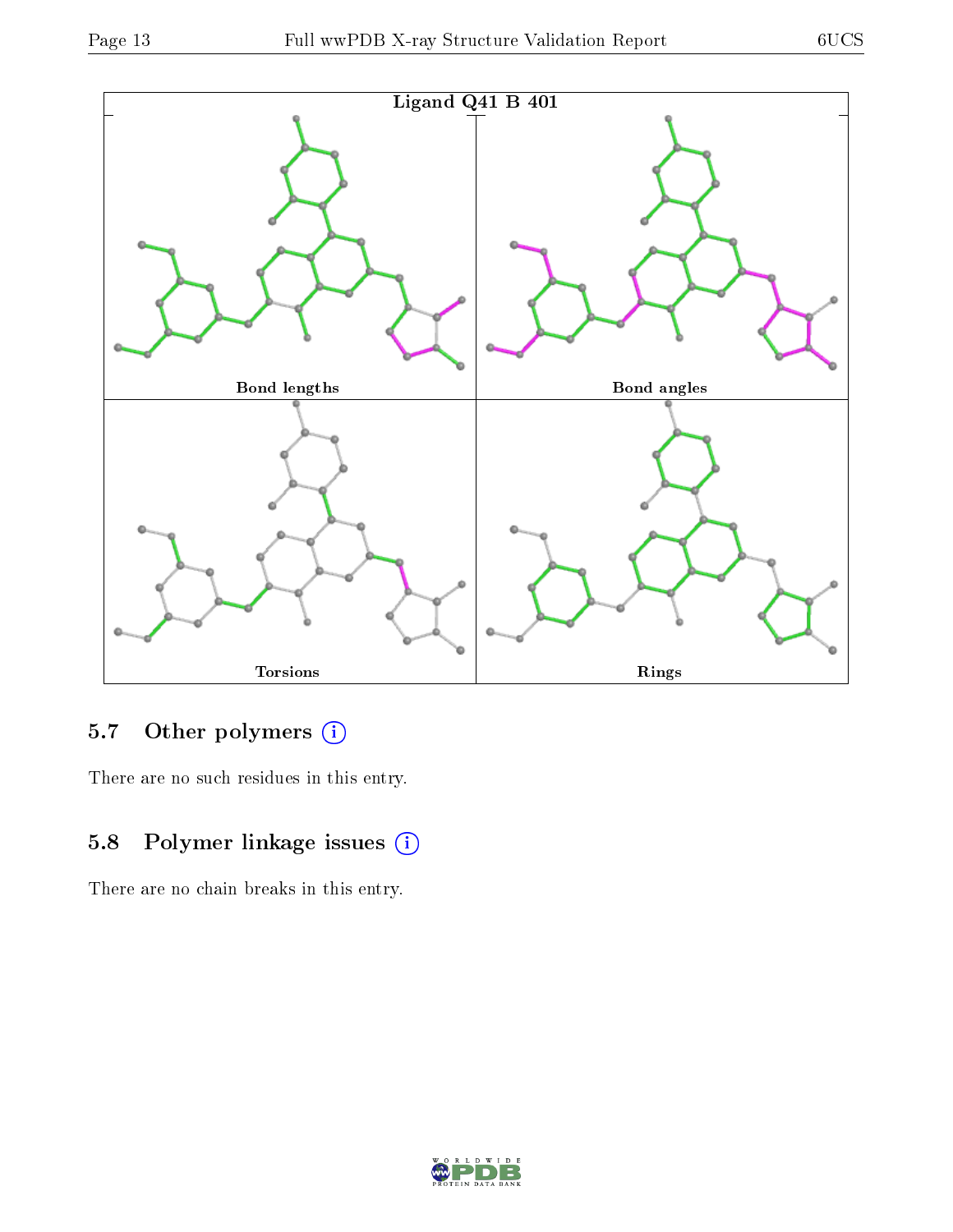Ligand Q41 B 401

Bond lengths

Bond angles

Torsions

Rings

## 5.7 Other polymers

There are no such residues in this entry.

## 5.8 Polymer linkage issues

There are no chain breaks in this entry.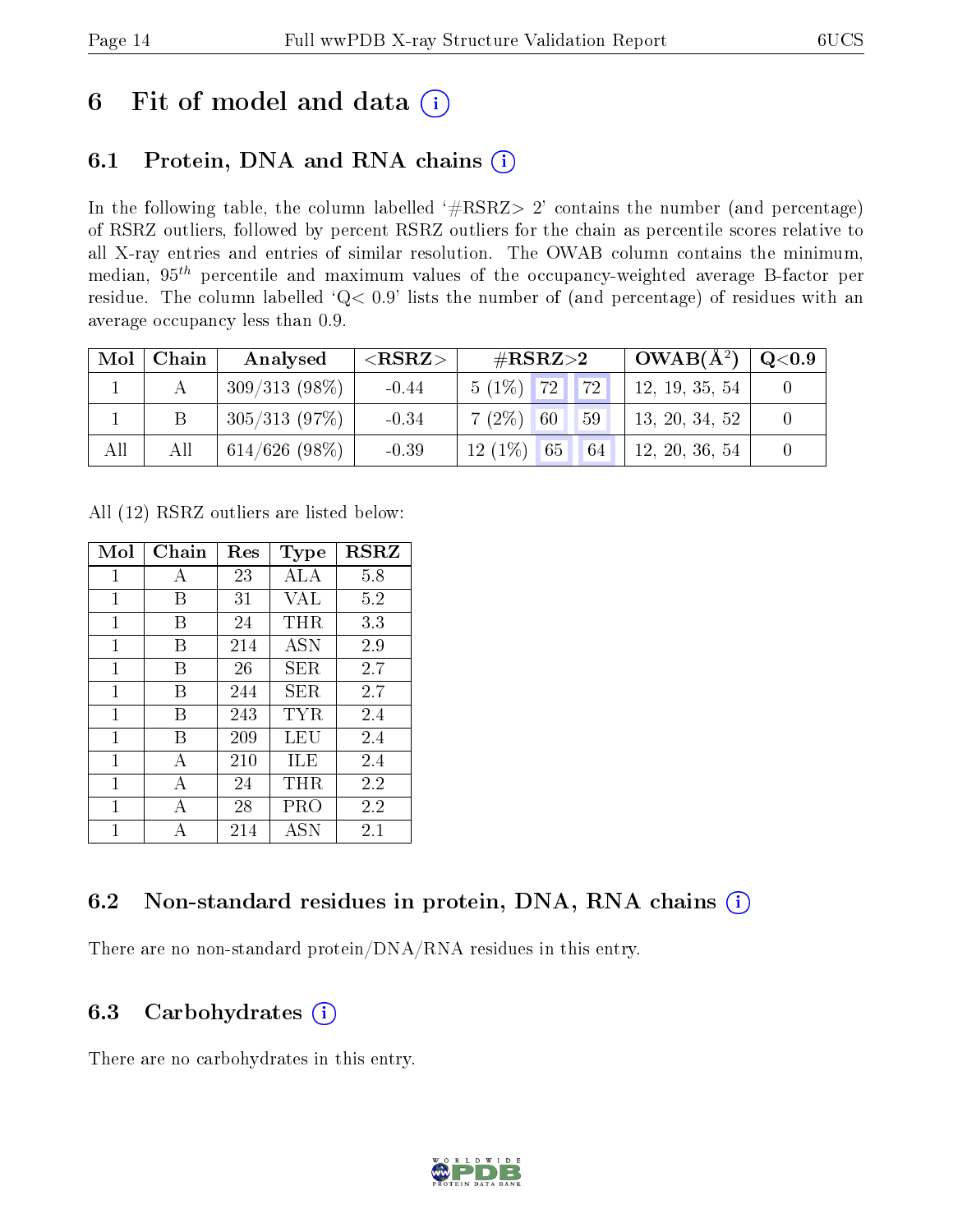# 6 Fit of model and data

## 6.1 Protein, DNA and RNA chains

In the following table, the column labelled '#RSRZ> 2' contains the number (and percentage) of RSRZ outliers, followed by percent RSRZ outliers for the chain as percentile scores relative to all X-ray entries and entries of similar resolution. The OWAB column contains the minimum, median, $95^{th}$ percentile and maximum values of the occupancy-weighted average B-factor per residue. The column labelled 'Q< 0.9' lists the number of (and percentage) of residues with an average occupancy less than 0.9.

| Mol | Chain | Analysed | <RSRZ> | #RSRZ>2 | | | OWAB(Å$^2$) | Q<0.9 |
|---|---|---|---|---|---|---|---|---|
| 1 | A | 309/313 (98%) | -0.44 | 5 (1%) | 72 | 72 | 12, 19, 35, 54 | 0 |
| 1 | B | 305/313 (97%) | -0.34 | 7 (2%) | 60 | 59 | 13, 20, 34, 52 | 0 |
| All | All | 614/626 (98%) | -0.39 | 12 (1%) | 65 | 64 | 12, 20, 36, 54 | 0 |

All (12) RSRZ outliers are listed below:

| Mol | Chain | Res | Type | RSRZ |
|---|---|---|---|---|
| 1 | A | 23 | ALA | 5.8 |
| 1 | B | 31 | VAL | 5.2 |
| 1 | B | 24 | THR | 3.3 |
| 1 | B | 214 | ASN | 2.9 |
| 1 | B | 26 | SER | 2.7 |
| 1 | B | 244 | SER | 2.7 |
| 1 | B | 243 | TYR | 2.4 |
| 1 | B | 209 | LEU | 2.4 |
| 1 | A | 210 | ILE | 2.4 |
| 1 | A | 24 | THR | 2.2 |
| 1 | A | 28 | PRO | 2.2 |
| 1 | A | 214 | ASN | 2.1 |

## 6.2 Non-standard residues in protein, DNA, RNA chains

There are no non-standard protein/DNA/RNA residues in this entry.

## 6.3 Carbohydrates

There are no carbohydrates in this entry.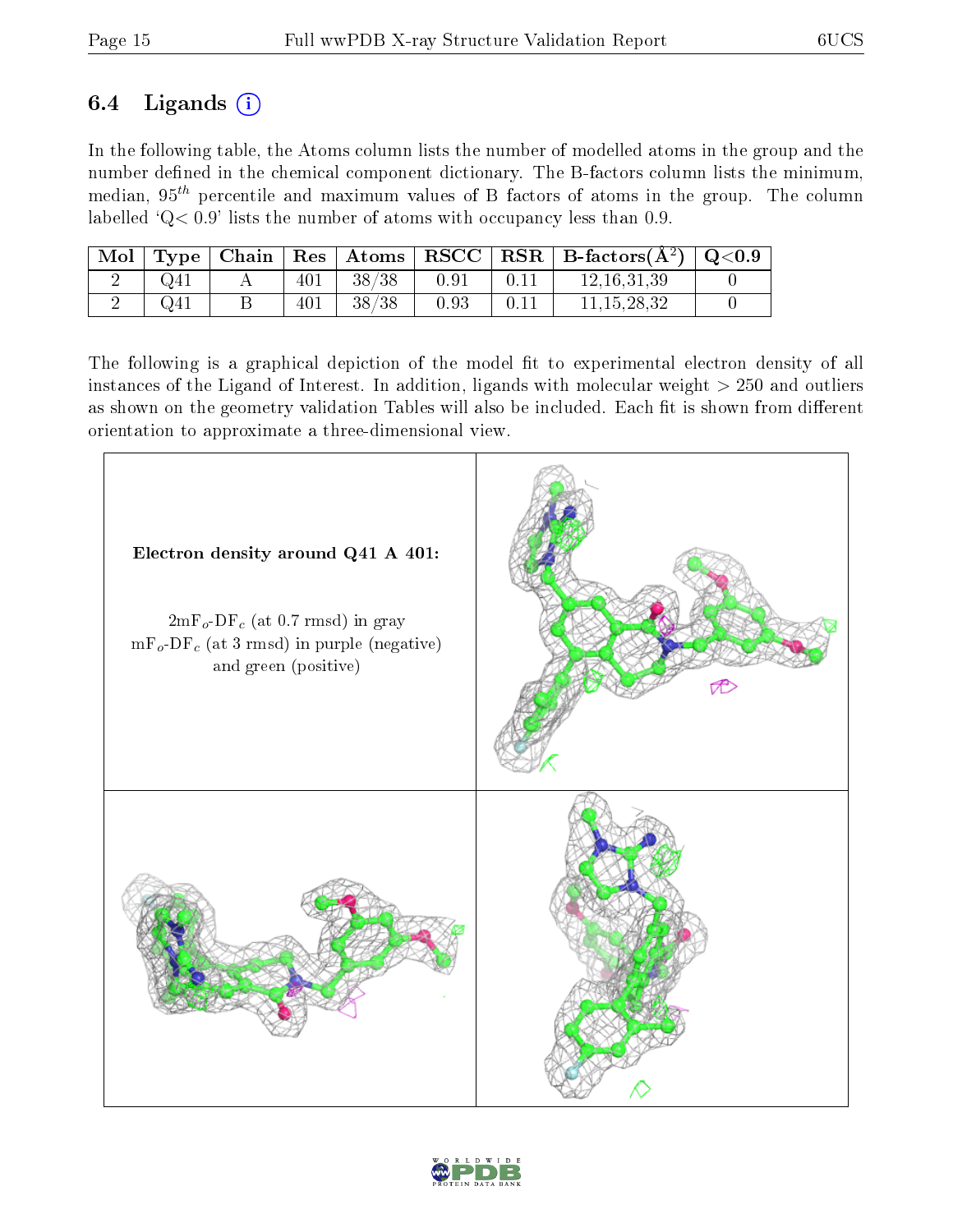### 6.4 Ligands

In the following table, the Atoms column lists the number of modelled atoms in the group and the number defined in the chemical component dictionary. The B-factors column lists the minimum, median, $95^{th}$ percentile and maximum values of B factors of atoms in the group. The column labelled 'Q< 0.9' lists the number of atoms with occupancy less than 0.9.

| Mol | Type | Chain | Res | Atoms | RSCC | RSR | B-factors($Å^2$) | Q<0.9 |
|---|---|---|---|---|---|---|---|---|
| 2 | Q41 | A | 401 | 38/38 | 0.91 | 0.11 | 12,16,31,39 | 0 |
| 2 | Q41 | B | 401 | 38/38 | 0.93 | 0.11 | 11,15,28,32 | 0 |

The following is a graphical depiction of the model fit to experimental electron density of all instances of the Ligand of Interest. In addition, ligands with molecular weight > 250 and outliers as shown on the geometry validation Tables will also be included. Each fit is shown from different orientation to approximate a three-dimensional view.

**Electron density around Q41 A 401:**

$2mF_o$-$DF_c$ (at 0.7 rmsd) in gray
$mF_o$-$DF_c$ (at 3 rmsd) in purple (negative) and green (positive)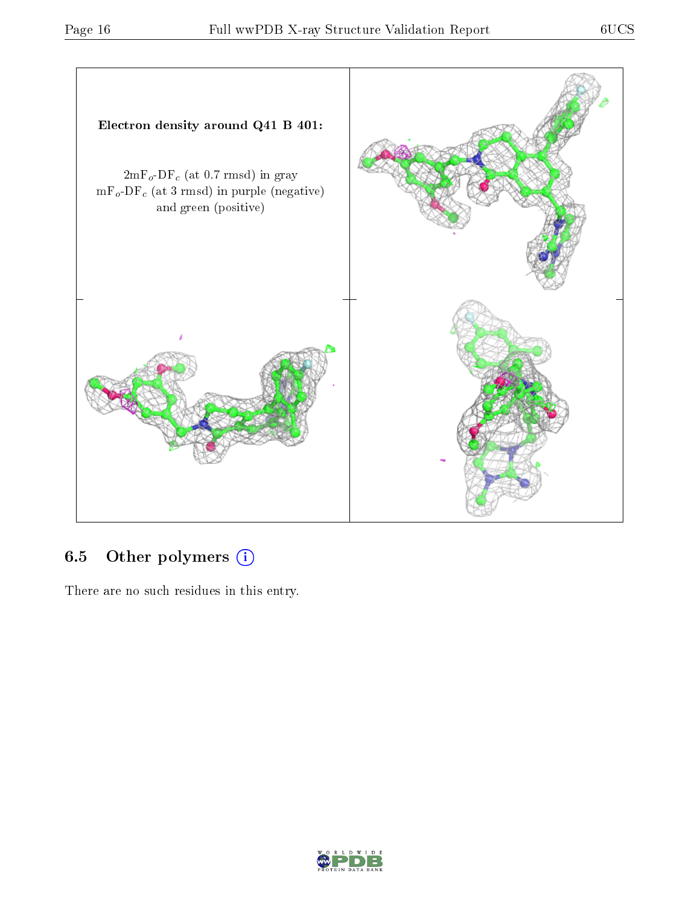Electron density around Q41 B 401:

$2mF_o$-$DF_c$ (at 0.7 rmsd) in gray
$mF_o$-$DF_c$ (at 3 rmsd) in purple (negative)
and green (positive)

## 6.5 Other polymers

There are no such residues in this entry.